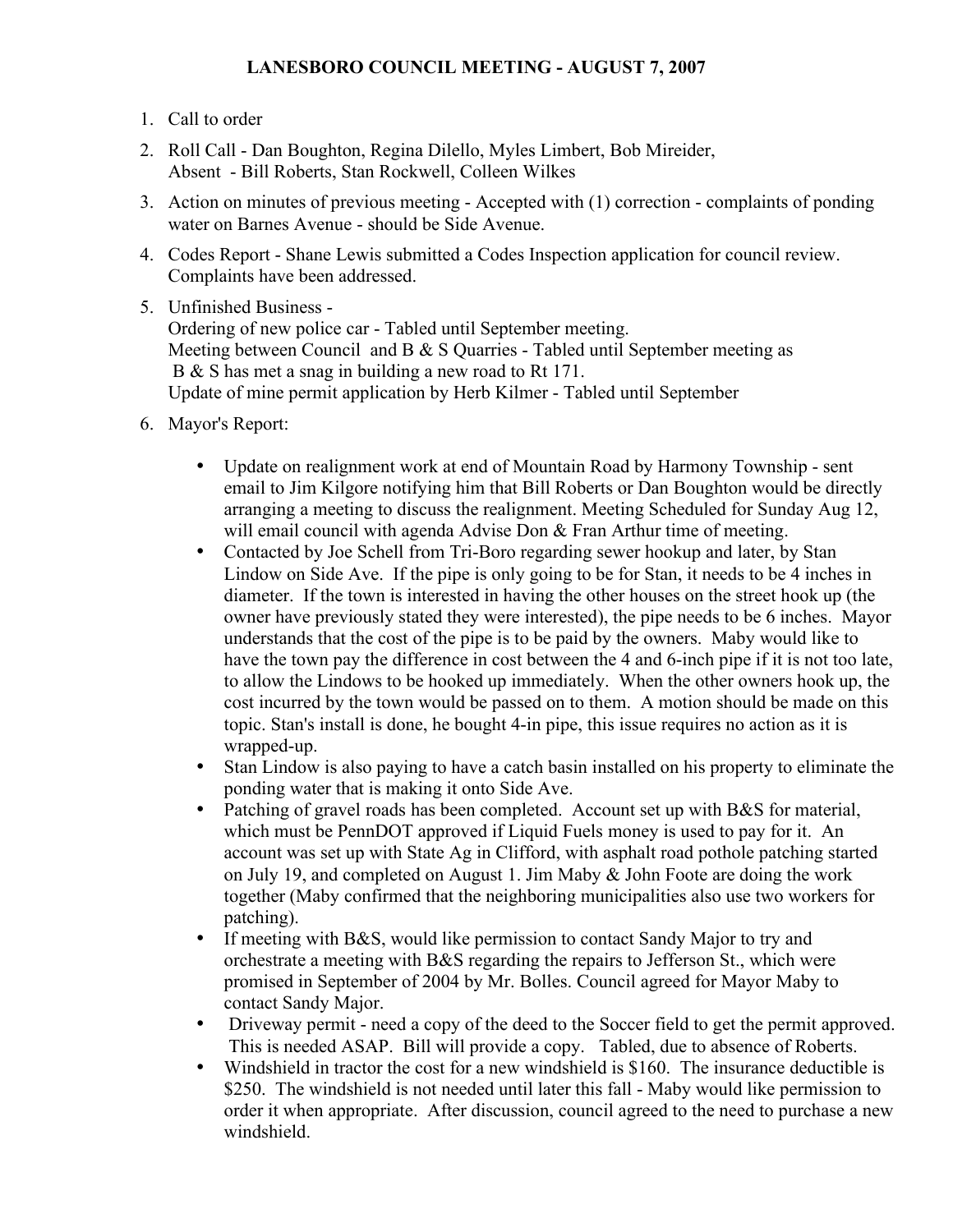# LANESBORO COUNCIL MEETING - AUGUST 7, 2007

1. Call to order
2. Roll Call - Dan Boughton, Regina Dilello, Myles Limbert, Bob Mireider,
   Absent - Bill Roberts, Stan Rockwell, Colleen Wilkes
3. Action on minutes of previous meeting - Accepted with (1) correction - complaints of ponding water on Barnes Avenue - should be Side Avenue.
4. Codes Report - Shane Lewis submitted a Codes Inspection application for council review. Complaints have been addressed.
5. Unfinished Business -
   Ordering of new police car - Tabled until September meeting.
   Meeting between Council and B & S Quarries - Tabled until September meeting as B & S has met a snag in building a new road to Rt 171.
   Update of mine permit application by Herb Kilmer - Tabled until September
6. Mayor's Report:
   - Update on realignment work at end of Mountain Road by Harmony Township - sent email to Jim Kilgore notifying him that Bill Roberts or Dan Boughton would be directly arranging a meeting to discuss the realignment. Meeting Scheduled for Sunday Aug 12, will email council with agenda Advise Don & Fran Arthur time of meeting.
   - Contacted by Joe Schell from Tri-Boro regarding sewer hookup and later, by Stan Lindow on Side Ave. If the pipe is only going to be for Stan, it needs to be 4 inches in diameter. If the town is interested in having the other houses on the street hook up (the owner have previously stated they were interested), the pipe needs to be 6 inches. Mayor understands that the cost of the pipe is to be paid by the owners. Maby would like to have the town pay the difference in cost between the 4 and 6-inch pipe if it is not too late, to allow the Lindows to be hooked up immediately. When the other owners hook up, the cost incurred by the town would be passed on to them. A motion should be made on this topic. Stan's install is done, he bought 4-in pipe, this issue requires no action as it is wrapped-up.
   - Stan Lindow is also paying to have a catch basin installed on his property to eliminate the ponding water that is making it onto Side Ave.
   - Patching of gravel roads has been completed. Account set up with B&S for material, which must be PennDOT approved if Liquid Fuels money is used to pay for it. An account was set up with State Ag in Clifford, with asphalt road pothole patching started on July 19, and completed on August 1. Jim Maby & John Foote are doing the work together (Maby confirmed that the neighboring municipalities also use two workers for patching).
   - If meeting with B&S, would like permission to contact Sandy Major to try and orchestrate a meeting with B&S regarding the repairs to Jefferson St., which were promised in September of 2004 by Mr. Bolles. Council agreed for Mayor Maby to contact Sandy Major.
   - Driveway permit - need a copy of the deed to the Soccer field to get the permit approved. This is needed ASAP. Bill will provide a copy. Tabled, due to absence of Roberts.
   - Windshield in tractor the cost for a new windshield is $160. The insurance deductible is $250. The windshield is not needed until later this fall - Maby would like permission to order it when appropriate. After discussion, council agreed to the need to purchase a new windshield.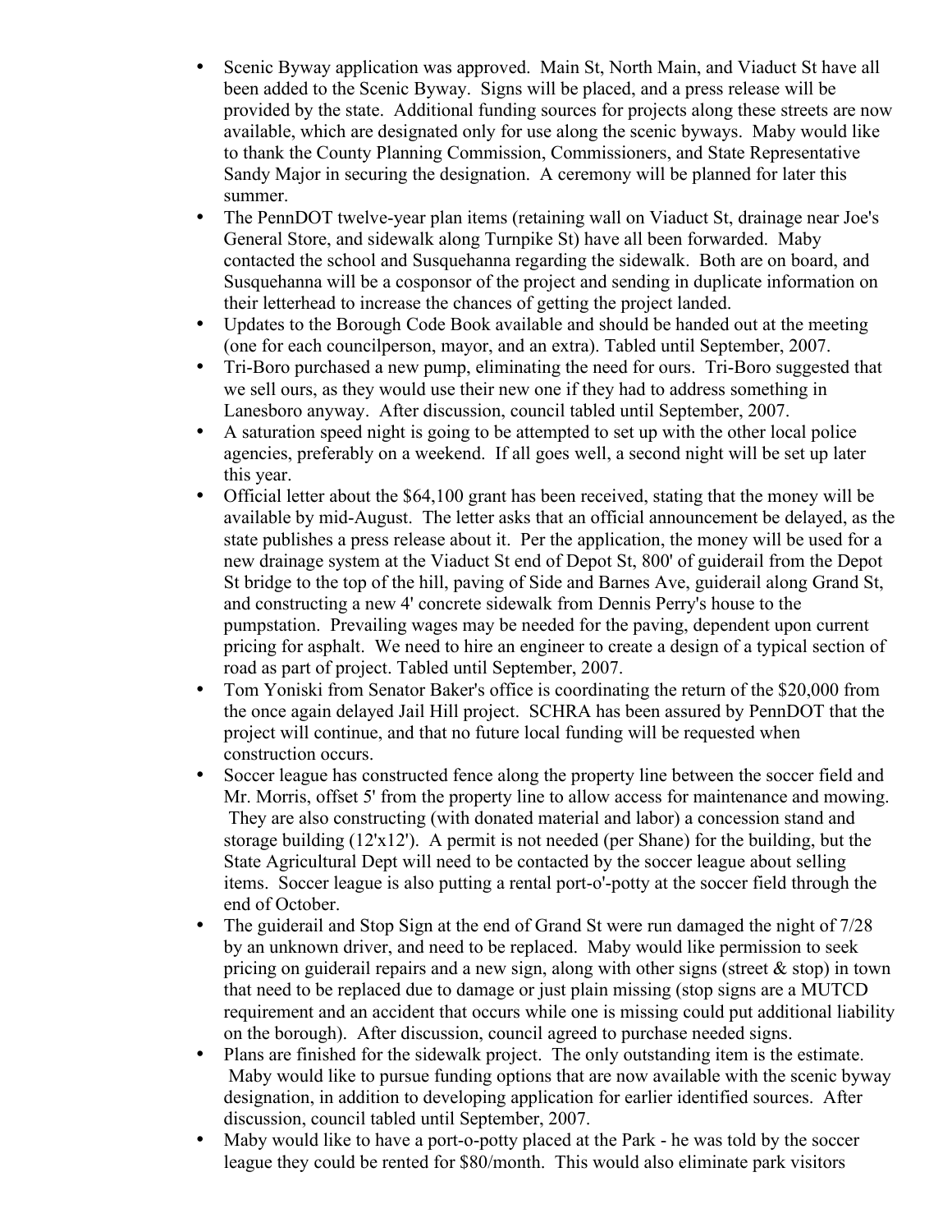- Scenic Byway application was approved. Main St, North Main, and Viaduct St have all been added to the Scenic Byway. Signs will be placed, and a press release will be provided by the state. Additional funding sources for projects along these streets are now available, which are designated only for use along the scenic byways. Maby would like to thank the County Planning Commission, Commissioners, and State Representative Sandy Major in securing the designation. A ceremony will be planned for later this summer.
- The PennDOT twelve-year plan items (retaining wall on Viaduct St, drainage near Joe's General Store, and sidewalk along Turnpike St) have all been forwarded. Maby contacted the school and Susquehanna regarding the sidewalk. Both are on board, and Susquehanna will be a cosponsor of the project and sending in duplicate information on their letterhead to increase the chances of getting the project landed.
- Updates to the Borough Code Book available and should be handed out at the meeting (one for each councilperson, mayor, and an extra). Tabled until September, 2007.
- Tri-Boro purchased a new pump, eliminating the need for ours. Tri-Boro suggested that we sell ours, as they would use their new one if they had to address something in Lanesboro anyway. After discussion, council tabled until September, 2007.
- A saturation speed night is going to be attempted to set up with the other local police agencies, preferably on a weekend. If all goes well, a second night will be set up later this year.
- Official letter about the $64,100 grant has been received, stating that the money will be available by mid-August. The letter asks that an official announcement be delayed, as the state publishes a press release about it. Per the application, the money will be used for a new drainage system at the Viaduct St end of Depot St, 800' of guiderail from the Depot St bridge to the top of the hill, paving of Side and Barnes Ave, guiderail along Grand St, and constructing a new 4' concrete sidewalk from Dennis Perry's house to the pumpstation. Prevailing wages may be needed for the paving, dependent upon current pricing for asphalt. We need to hire an engineer to create a design of a typical section of road as part of project. Tabled until September, 2007.
- Tom Yoniski from Senator Baker's office is coordinating the return of the $20,000 from the once again delayed Jail Hill project. SCHRA has been assured by PennDOT that the project will continue, and that no future local funding will be requested when construction occurs.
- Soccer league has constructed fence along the property line between the soccer field and Mr. Morris, offset 5' from the property line to allow access for maintenance and mowing. They are also constructing (with donated material and labor) a concession stand and storage building (12'x12'). A permit is not needed (per Shane) for the building, but the State Agricultural Dept will need to be contacted by the soccer league about selling items. Soccer league is also putting a rental port-o'-potty at the soccer field through the end of October.
- The guiderail and Stop Sign at the end of Grand St were run damaged the night of 7/28 by an unknown driver, and need to be replaced. Maby would like permission to seek pricing on guiderail repairs and a new sign, along with other signs (street & stop) in town that need to be replaced due to damage or just plain missing (stop signs are a MUTCD requirement and an accident that occurs while one is missing could put additional liability on the borough). After discussion, council agreed to purchase needed signs.
- Plans are finished for the sidewalk project. The only outstanding item is the estimate. Maby would like to pursue funding options that are now available with the scenic byway designation, in addition to developing application for earlier identified sources. After discussion, council tabled until September, 2007.
- Maby would like to have a port-o-potty placed at the Park - he was told by the soccer league they could be rented for $80/month. This would also eliminate park visitors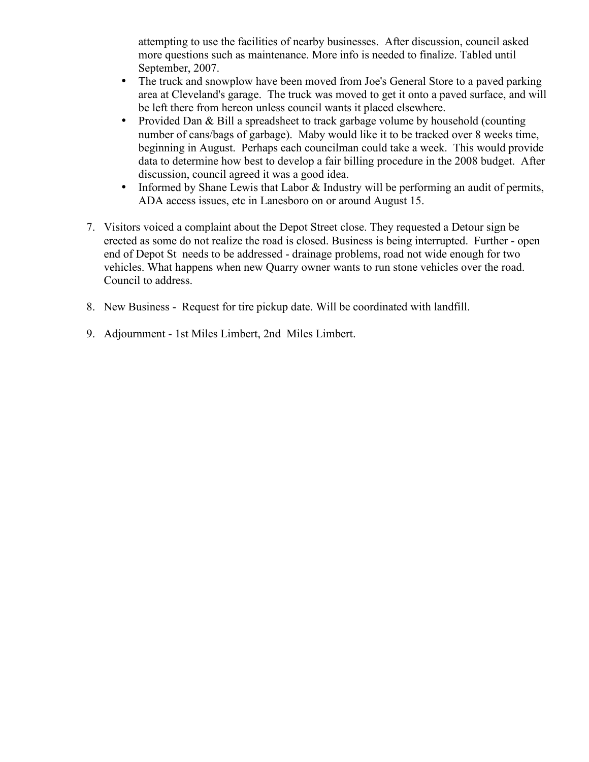attempting to use the facilities of nearby businesses. After discussion, council asked more questions such as maintenance. More info is needed to finalize. Tabled until September, 2007.

- The truck and snowplow have been moved from Joe's General Store to a paved parking area at Cleveland's garage. The truck was moved to get it onto a paved surface, and will be left there from hereon unless council wants it placed elsewhere.
- Provided Dan & Bill a spreadsheet to track garbage volume by household (counting number of cans/bags of garbage). Maby would like it to be tracked over 8 weeks time, beginning in August. Perhaps each councilman could take a week. This would provide data to determine how best to develop a fair billing procedure in the 2008 budget. After discussion, council agreed it was a good idea.
- Informed by Shane Lewis that Labor & Industry will be performing an audit of permits, ADA access issues, etc in Lanesboro on or around August 15.

7. Visitors voiced a complaint about the Depot Street close. They requested a Detour sign be erected as some do not realize the road is closed. Business is being interrupted. Further - open end of Depot St needs to be addressed - drainage problems, road not wide enough for two vehicles. What happens when new Quarry owner wants to run stone vehicles over the road. Council to address.

8. New Business - Request for tire pickup date. Will be coordinated with landfill.

9. Adjournment - 1st Miles Limbert, 2nd Miles Limbert.